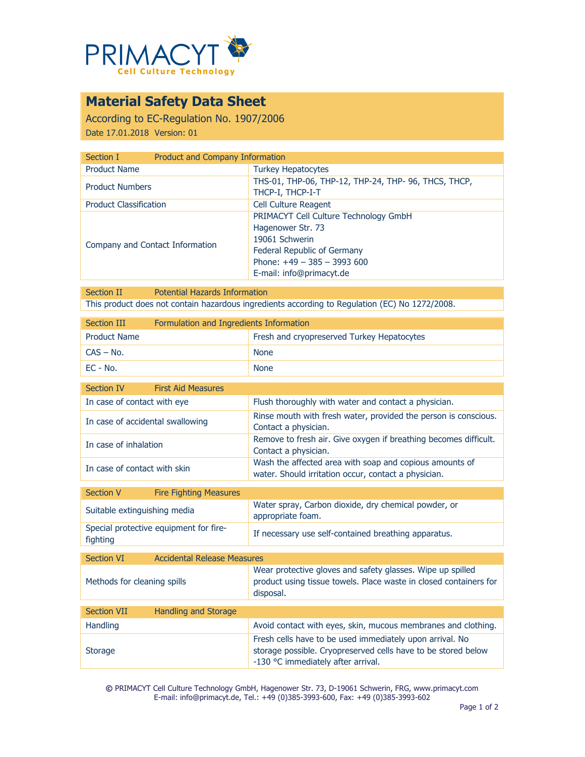PRIMACYT
Cell Culture Technology

# Material Safety Data Sheet

According to EC-Regulation No. 1907/2006

Date 17.01.2018 Version: 01

| Section I | Product and Company Information |
|---|---|
| Product Name | Turkey Hepatocytes |
| Product Numbers | THS-01, THP-06, THP-12, THP-24, THP- 96, THCS, THCP, THCP-I, THCP-I-T |
| Product Classification | Cell Culture Reagent |
| Company and Contact Information | PRIMACYT Cell Culture Technology GmbH<br>Hagenower Str. 73<br>19061 Schwerin<br>Federal Republic of Germany<br>Phone: +49 – 385 – 3993 600<br>E-mail: info@primacyt.de |

| Section II | Potential Hazards Information |
|---|---|
| This product does not contain hazardous ingredients according to Regulation (EC) No 1272/2008. | |

| Section III | Formulation and Ingredients Information |
|---|---|
| Product Name | Fresh and cryopreserved Turkey Hepatocytes |
| CAS – No. | None |
| EC - No. | None |

| Section IV | First Aid Measures |
|---|---|
| In case of contact with eye | Flush thoroughly with water and contact a physician. |
| In case of accidental swallowing | Rinse mouth with fresh water, provided the person is conscious. Contact a physician. |
| In case of inhalation | Remove to fresh air. Give oxygen if breathing becomes difficult. Contact a physician. |
| In case of contact with skin | Wash the affected area with soap and copious amounts of water. Should irritation occur, contact a physician. |

| Section V | Fire Fighting Measures |
|---|---|
| Suitable extinguishing media | Water spray, Carbon dioxide, dry chemical powder, or appropriate foam. |
| Special protective equipment for fire-fighting | If necessary use self-contained breathing apparatus. |

| Section VI | Accidental Release Measures |
|---|---|
| Methods for cleaning spills | Wear protective gloves and safety glasses. Wipe up spilled product using tissue towels. Place waste in closed containers for disposal. |

| Section VII | Handling and Storage |
|---|---|
| Handling | Avoid contact with eyes, skin, mucous membranes and clothing. |
| Storage | Fresh cells have to be used immediately upon arrival. No storage possible. Cryopreserved cells have to be stored below -130 °C immediately after arrival. |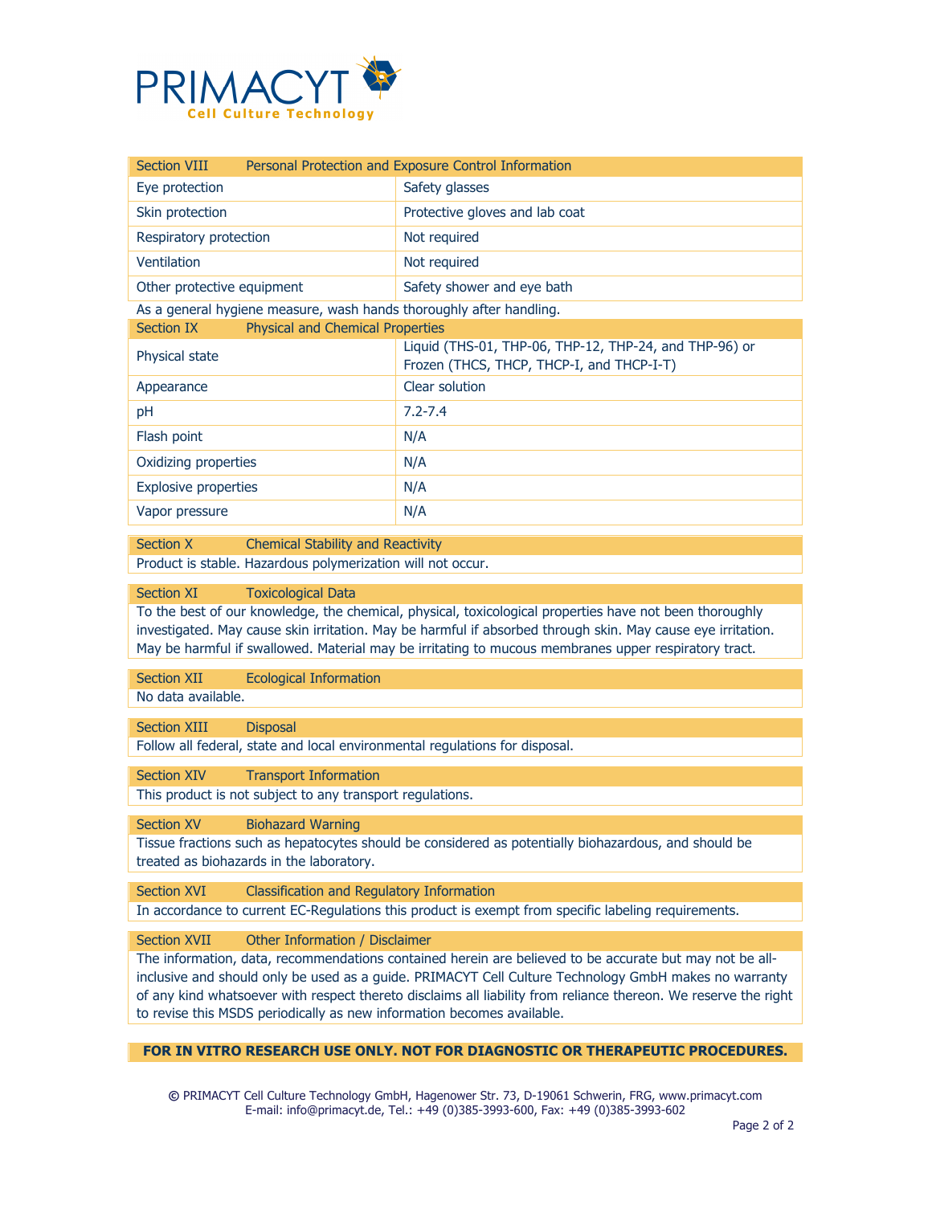PRIMACYT
Cell Culture Technology

## Section VIII Personal Protection and Exposure Control Information

| | |
|---|---|
| Eye protection | Safety glasses |
| Skin protection | Protective gloves and lab coat |
| Respiratory protection | Not required |
| Ventilation | Not required |
| Other protective equipment | Safety shower and eye bath |

As a general hygiene measure, wash hands thoroughly after handling.

## Section IX Physical and Chemical Properties

| | |
|---|---|
| Physical state | Liquid (THS-01, THP-06, THP-12, THP-24, and THP-96) or Frozen (THCS, THCP, THCP-I, and THCP-I-T) |
| Appearance | Clear solution |
| pH | 7.2-7.4 |
| Flash point | N/A |
| Oxidizing properties | N/A |
| Explosive properties | N/A |
| Vapor pressure | N/A |

## Section X Chemical Stability and Reactivity

Product is stable. Hazardous polymerization will not occur.

## Section XI Toxicological Data

To the best of our knowledge, the chemical, physical, toxicological properties have not been thoroughly investigated. May cause skin irritation. May be harmful if absorbed through skin. May cause eye irritation. May be harmful if swallowed. Material may be irritating to mucous membranes upper respiratory tract.

## Section XII Ecological Information

No data available.

## Section XIII Disposal

Follow all federal, state and local environmental regulations for disposal.

## Section XIV Transport Information

This product is not subject to any transport regulations.

## Section XV Biohazard Warning

Tissue fractions such as hepatocytes should be considered as potentially biohazardous, and should be treated as biohazards in the laboratory.

## Section XVI Classification and Regulatory Information

In accordance to current EC-Regulations this product is exempt from specific labeling requirements.

## Section XVII Other Information / Disclaimer

The information, data, recommendations contained herein are believed to be accurate but may not be all-inclusive and should only be used as a guide. PRIMACYT Cell Culture Technology GmbH makes no warranty of any kind whatsoever with respect thereto disclaims all liability from reliance thereon. We reserve the right to revise this MSDS periodically as new information becomes available.

**FOR IN VITRO RESEARCH USE ONLY. NOT FOR DIAGNOSTIC OR THERAPEUTIC PROCEDURES.**

© PRIMACYT Cell Culture Technology GmbH, Hagenower Str. 73, D-19061 Schwerin, FRG, www.primacyt.com
E-mail: info@primacyt.de, Tel.: +49 (0)385-3993-600, Fax: +49 (0)385-3993-602